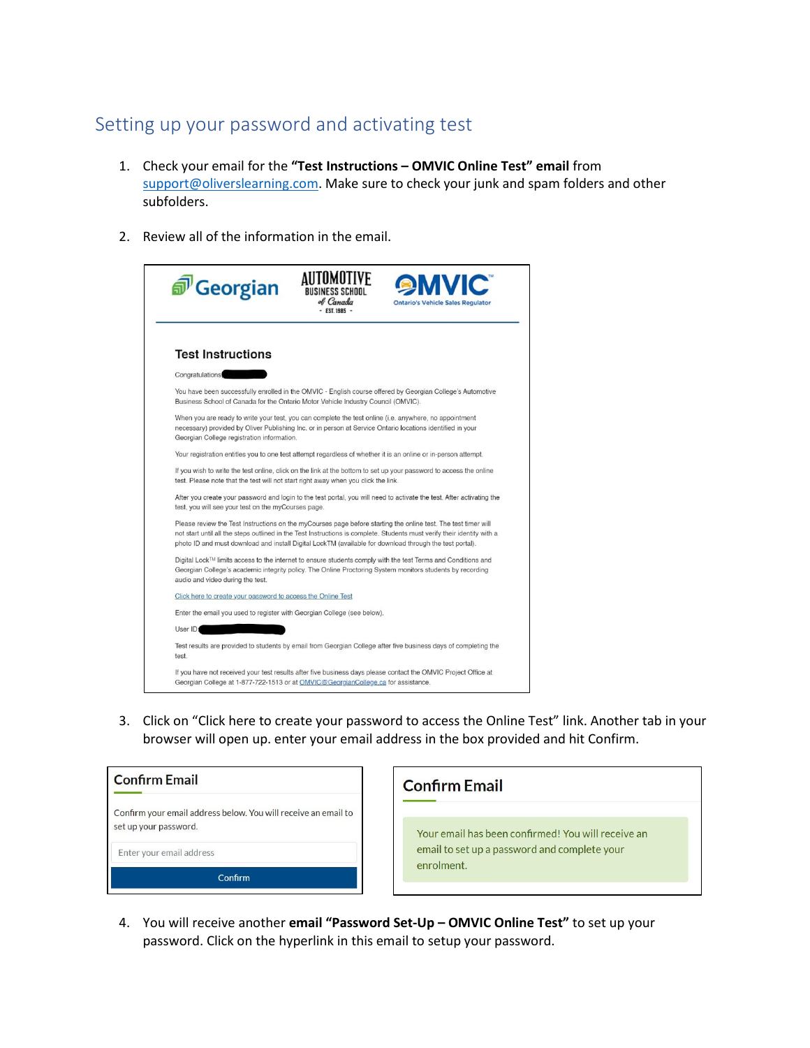## Setting up your password and activating test

1. Check your email for the **"Test Instructions – OMVIC Online Test" email** from support@oliverslearning.com. Make sure to check your junk and spam folders and other subfolders.

2. Review all of the information in the email.

Georgian | AUTOMOTIVE BUSINESS SCHOOL of Canada - EST. 1985 - | OMVIC Ontario's Vehicle Sales Regulator

**Test Instructions**

Congratulations

You have been successfully enrolled in the OMVIC - English course offered by Georgian College's Automotive Business School of Canada for the Ontario Motor Vehicle Industry Council (OMVIC).

When you are ready to write your test, you can complete the test online (i.e. anywhere, no appointment necessary) provided by Oliver Publishing Inc. or in person at Service Ontario locations identified in your Georgian College registration information.

Your registration entitles you to one test attempt regardless of whether it is an online or in-person attempt.

If you wish to write the test online, click on the link at the bottom to set up your password to access the online test. Please note that the test will not start right away when you click the link.

After you create your password and login to the test portal, you will need to activate the test. After activating the test, you will see your test on the myCourses page.

Please review the Test Instructions on the myCourses page before starting the online test. The test timer will not start until all the steps outlined in the Test Instructions is complete. Students must verify their identity with a photo ID and must download and install Digital LockTM (available for download through the test portal).

Digital Lock™ limits access to the internet to ensure students comply with the test Terms and Conditions and Georgian College's academic integrity policy. The Online Proctoring System monitors students by recording audio and video during the test.

Click here to create your password to access the Online Test

Enter the email you used to register with Georgian College (see below).

User ID

Test results are provided to students by email from Georgian College after five business days of completing the test.

If you have not received your test results after five business days please contact the OMVIC Project Office at Georgian College at 1-877-722-1513 or at OMVIC@GeorgianCollege.ca for assistance.

3. Click on "Click here to create your password to access the Online Test" link. Another tab in your browser will open up. enter your email address in the box provided and hit Confirm.

**Confirm Email**

Confirm your email address below. You will receive an email to set up your password.

Enter your email address

Confirm

**Confirm Email**

Your email has been confirmed! You will receive an email to set up a password and complete your enrolment.

4. You will receive another **email "Password Set-Up – OMVIC Online Test"** to set up your password. Click on the hyperlink in this email to setup your password.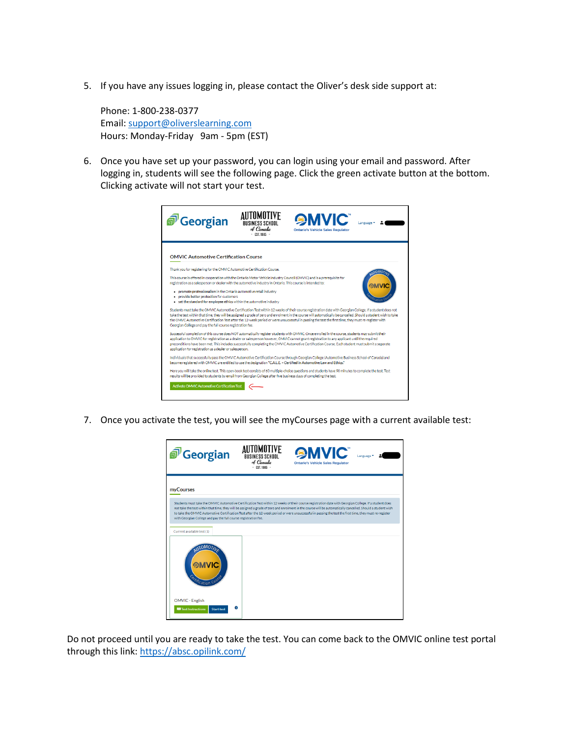5. If you have any issues logging in, please contact the Oliver's desk side support at:

   Phone: 1-800-238-0377
   Email: support@oliverslearning.com
   Hours: Monday-Friday 9am - 5pm (EST)

6. Once you have set up your password, you can login using your email and password. After logging in, students will see the following page. Click the green activate button at the bottom. Clicking activate will not start your test.

7. Once you activate the test, you will see the myCourses page with a current available test:

Do not proceed until you are ready to take the test. You can come back to the OMVIC online test portal through this link: https://absc.opilink.com/